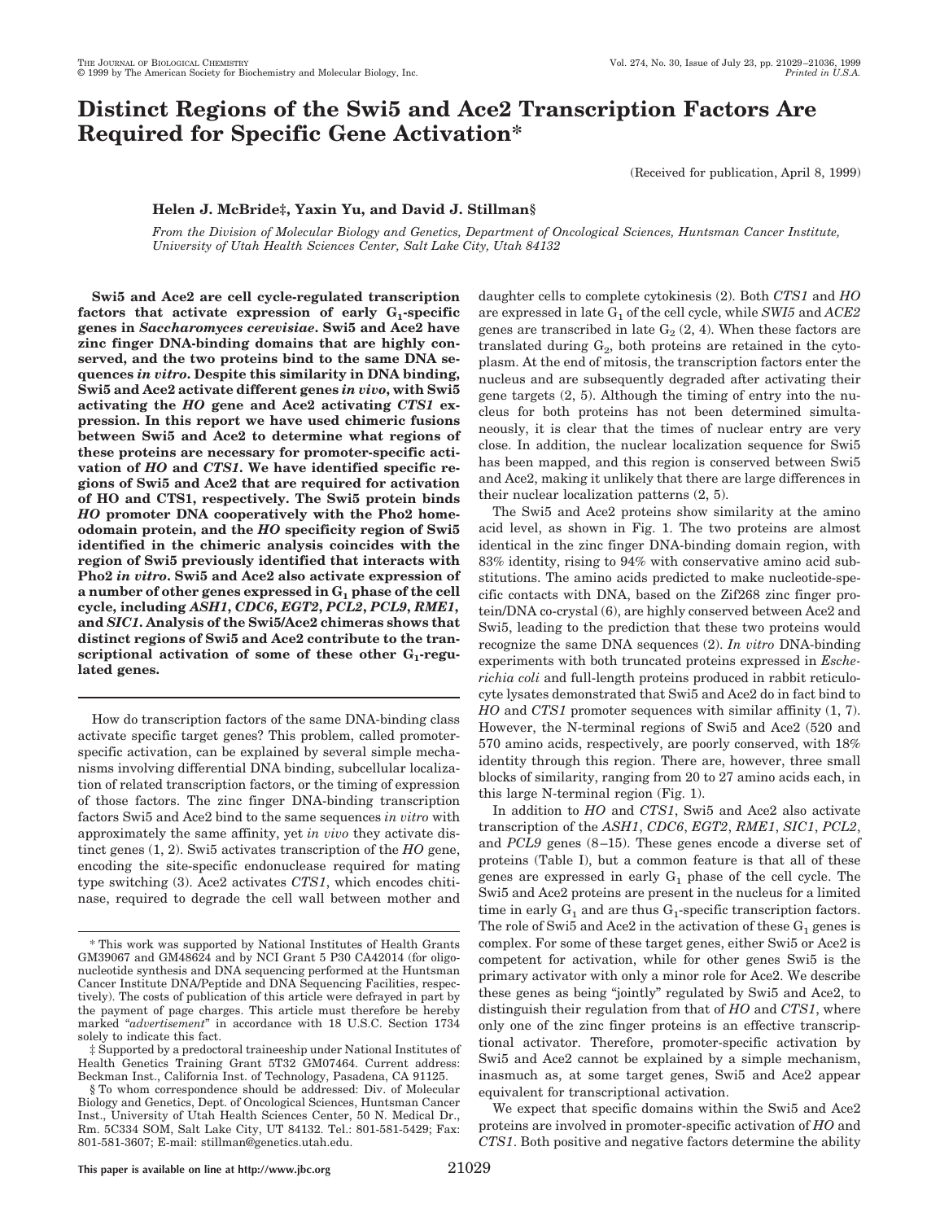# Distinct Regions of the Swi5 and Ace2 Transcription Factors Are Required for Specific Gene Activation*

(Received for publication, April 8, 1999)

**Helen J. McBride‡, Yaxin Yu, and David J. Stillman§**

*From the Division of Molecular Biology and Genetics, Department of Oncological Sciences, Huntsman Cancer Institute, University of Utah Health Sciences Center, Salt Lake City, Utah 84132*

**Swi5 and Ace2 are cell cycle-regulated transcription factors that activate expression of early $G_1$-specific genes in *Saccharomyces cerevisiae*. Swi5 and Ace2 have zinc finger DNA-binding domains that are highly conserved, and the two proteins bind to the same DNA sequences *in vitro*. Despite this similarity in DNA binding, Swi5 and Ace2 activate different genes *in vivo*, with Swi5 activating the *HO* gene and Ace2 activating *CTS1* expression. In this report we have used chimeric fusions between Swi5 and Ace2 to determine what regions of these proteins are necessary for promoter-specific activation of *HO* and *CTS1*. We have identified specific regions of Swi5 and Ace2 that are required for activation of HO and CTS1, respectively. The Swi5 protein binds *HO* promoter DNA cooperatively with the Pho2 homeodomain protein, and the *HO* specificity region of Swi5 identified in the chimeric analysis coincides with the region of Swi5 previously identified that interacts with Pho2 *in vitro*. Swi5 and Ace2 also activate expression of a number of other genes expressed in $G_1$ phase of the cell cycle, including *ASH1*, *CDC6*, *EGT2*, *PCL2*, *PCL9*, *RME1*, and *SIC1*. Analysis of the Swi5/Ace2 chimeras shows that distinct regions of Swi5 and Ace2 contribute to the transcriptional activation of some of these other $G_1$-regulated genes.**

How do transcription factors of the same DNA-binding class activate specific target genes? This problem, called promoter-specific activation, can be explained by several simple mechanisms involving differential DNA binding, subcellular localization of related transcription factors, or the timing of expression of those factors. The zinc finger DNA-binding transcription factors Swi5 and Ace2 bind to the same sequences *in vitro* with approximately the same affinity, yet *in vivo* they activate distinct genes (1, 2). Swi5 activates transcription of the *HO* gene, encoding the site-specific endonuclease required for mating type switching (3). Ace2 activates *CTS1*, which encodes chitinase, required to degrade the cell wall between mother and daughter cells to complete cytokinesis (2). Both *CTS1* and *HO* are expressed in late $G_1$ of the cell cycle, while *SWI5* and *ACE2* genes are transcribed in late $G_2$ (2, 4). When these factors are translated during $G_2$, both proteins are retained in the cytoplasm. At the end of mitosis, the transcription factors enter the nucleus and are subsequently degraded after activating their gene targets (2, 5). Although the timing of entry into the nucleus for both proteins has not been determined simultaneously, it is clear that the times of nuclear entry are very close. In addition, the nuclear localization sequence for Swi5 has been mapped, and this region is conserved between Swi5 and Ace2, making it unlikely that there are large differences in their nuclear localization patterns (2, 5).

The Swi5 and Ace2 proteins show similarity at the amino acid level, as shown in Fig. 1. The two proteins are almost identical in the zinc finger DNA-binding domain region, with 83% identity, rising to 94% with conservative amino acid substitutions. The amino acids predicted to make nucleotide-specific contacts with DNA, based on the Zif268 zinc finger protein/DNA co-crystal (6), are highly conserved between Ace2 and Swi5, leading to the prediction that these two proteins would recognize the same DNA sequences (2). *In vitro* DNA-binding experiments with both truncated proteins expressed in *Escherichia coli* and full-length proteins produced in rabbit reticulocyte lysates demonstrated that Swi5 and Ace2 do in fact bind to *HO* and *CTS1* promoter sequences with similar affinity (1, 7). However, the N-terminal regions of Swi5 and Ace2 (520 and 570 amino acids, respectively, are poorly conserved, with 18% identity through this region. There are, however, three small blocks of similarity, ranging from 20 to 27 amino acids each, in this large N-terminal region (Fig. 1).

In addition to *HO* and *CTS1*, Swi5 and Ace2 also activate transcription of the *ASH1*, *CDC6*, *EGT2*, *RME1*, *SIC1*, *PCL2*, and *PCL9* genes (8–15). These genes encode a diverse set of proteins (Table I), but a common feature is that all of these genes are expressed in early $G_1$ phase of the cell cycle. The Swi5 and Ace2 proteins are present in the nucleus for a limited time in early $G_1$ and are thus $G_1$-specific transcription factors. The role of Swi5 and Ace2 in the activation of these $G_1$ genes is complex. For some of these target genes, either Swi5 or Ace2 is competent for activation, while for other genes Swi5 is the primary activator with only a minor role for Ace2. We describe these genes as being "jointly" regulated by Swi5 and Ace2, to distinguish their regulation from that of *HO* and *CTS1*, where only one of the zinc finger proteins is an effective transcriptional activator. Therefore, promoter-specific activation by Swi5 and Ace2 cannot be explained by a simple mechanism, inasmuch as, at some target genes, Swi5 and Ace2 appear equivalent for transcriptional activation.

We expect that specific domains within the Swi5 and Ace2 proteins are involved in promoter-specific activation of *HO* and *CTS1*. Both positive and negative factors determine the ability

---

\* This work was supported by National Institutes of Health Grants GM39067 and GM48624 and by NCI Grant 5 P30 CA42014 (for oligonucleotide synthesis and DNA sequencing performed at the Huntsman Cancer Institute DNA/Peptide and DNA Sequencing Facilities, respectively). The costs of publication of this article were defrayed in part by the payment of page charges. This article must therefore be hereby marked "*advertisement*" in accordance with 18 U.S.C. Section 1734 solely to indicate this fact.

‡ Supported by a predoctoral traineeship under National Institutes of Health Genetics Training Grant 5T32 GM07464. Current address: Beckman Inst., California Inst. of Technology, Pasadena, CA 91125.

§ To whom correspondence should be addressed: Div. of Molecular Biology and Genetics, Dept. of Oncological Sciences, Huntsman Cancer Inst., University of Utah Health Sciences Center, 50 N. Medical Dr., Rm. 5C334 SOM, Salt Lake City, UT 84132. Tel.: 801-581-5429; Fax: 801-581-3607; E-mail: stillman@genetics.utah.edu.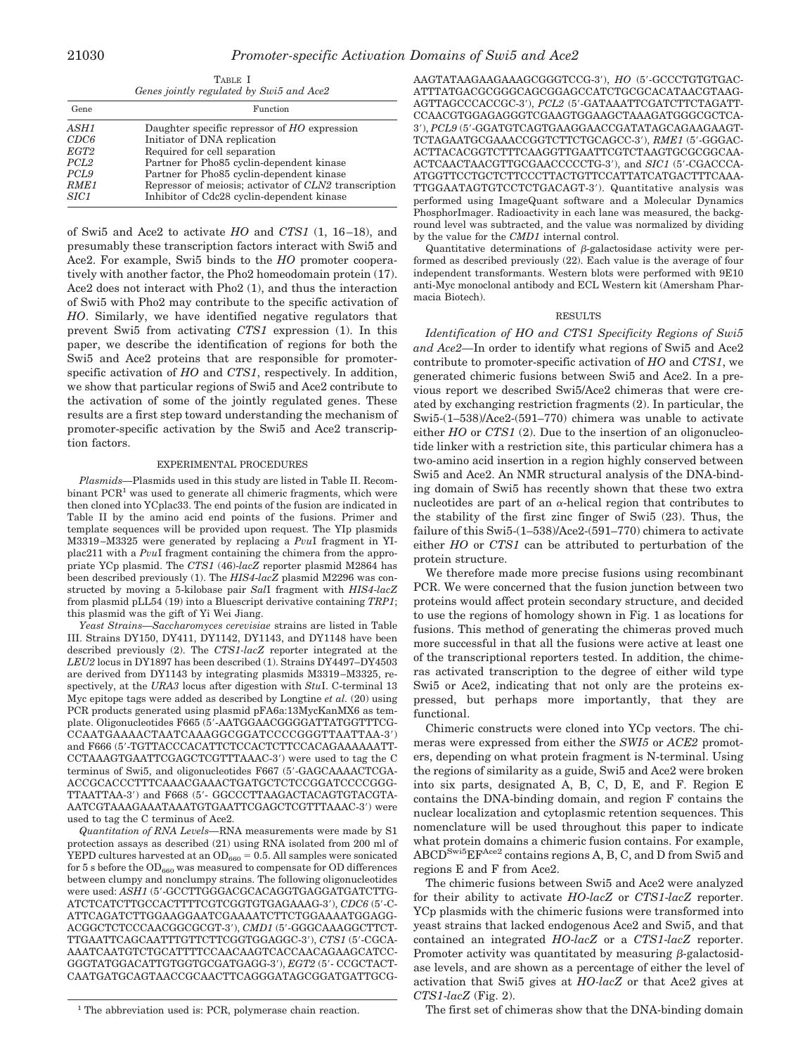TABLE I
*Genes jointly regulated by Swi5 and Ace2*

| Gene | Function |
|---|---|
| *ASH1* | Daughter specific repressor of *HO* expression |
| *CDC6* | Initiator of DNA replication |
| *EGT2* | Required for cell separation |
| *PCL2* | Partner for Pho85 cyclin-dependent kinase |
| *PCL9* | Partner for Pho85 cyclin-dependent kinase |
| *RME1* | Repressor of meiosis; activator of *CLN2* transcription |
| *SIC1* | Inhibitor of Cdc28 cyclin-dependent kinase |

of Swi5 and Ace2 to activate *HO* and *CTS1* (1, 16–18), and presumably these transcription factors interact with Swi5 and Ace2. For example, Swi5 binds to the *HO* promoter cooperatively with another factor, the Pho2 homeodomain protein (17). Ace2 does not interact with Pho2 (1), and thus the interaction of Swi5 with Pho2 may contribute to the specific activation of *HO*. Similarly, we have identified negative regulators that prevent Swi5 from activating *CTS1* expression (1). In this paper, we describe the identification of regions for both the Swi5 and Ace2 proteins that are responsible for promoter-specific activation of *HO* and *CTS1*, respectively. In addition, we show that particular regions of Swi5 and Ace2 contribute to the activation of some of the jointly regulated genes. These results are a first step toward understanding the mechanism of promoter-specific activation by the Swi5 and Ace2 transcription factors.

## EXPERIMENTAL PROCEDURES

*Plasmids*—Plasmids used in this study are listed in Table II. Recombinant PCR[1] was used to generate all chimeric fragments, which were then cloned into YCplac33. The end points of the fusion are indicated in Table II by the amino acid end points of the fusions. Primer and template sequences will be provided upon request. The YIp plasmids M3319–M3325 were generated by replacing a *Pvu*I fragment in YIplac211 with a *Pvu*I fragment containing the chimera from the appropriate YCp plasmid. The *CTS1* (46)-*lacZ* reporter plasmid M2864 has been described previously (1). The *HIS4-lacZ* plasmid M2296 was constructed by moving a 5-kilobase pair *Sal*I fragment with *HIS4-lacZ* from plasmid pLL54 (19) into a Bluescript derivative containing *TRP1*; this plasmid was the gift of Yi Wei Jiang.

*Yeast Strains*—*Saccharomyces cerevisiae* strains are listed in Table III. Strains DY150, DY411, DY1142, DY1143, and DY1148 have been described previously (2). The *CTS1-lacZ* reporter integrated at the *LEU2* locus in DY1897 has been described (1). Strains DY4497–DY4503 are derived from DY1143 by integrating plasmids M3319–M3325, respectively, at the *URA3* locus after digestion with *Stu*I. C-terminal 13 Myc epitope tags were added as described by Longtine *et al.* (20) using PCR products generated using plasmid pFA6a:13MycKanMX6 as template. Oligonucleotides F665 (5′-AATGGAACGGGGATTATGGTTTCGCCAATGAAAACTAATCAAAGGCGGATCCCCGGGTTAATTAA-3′) and F666 (5′-TGTTACCCACATTCTCCACTCTTCCACAGAAAAAATTCCTAAAGTGAATTCGAGCTCGTTTAAAC-3′) were used to tag the C terminus of Swi5, and oligonucleotides F667 (5′-GAGCAAAACTCGAACCGCACCCTTTCAAACGAAACTGATGCTCTCCGGATCCCCGGGTTAATTAA-3′) and F668 (5′- GGCCCTTAAGACTACAGTGTACGTAAATCGTAAAGAAATAAATGTGAATTCGAGCTCGTTTAAAC-3′) were used to tag the C terminus of Ace2.

*Quantitation of RNA Levels*—RNA measurements were made by S1 protection assays as described (21) using RNA isolated from 200 ml of YEPD cultures harvested at an $OD_{660} = 0.5$. All samples were sonicated for 5 s before the $OD_{660}$ was measured to compensate for OD differences between clumpy and nonclumpy strains. The following oligonucleotides were used: *ASH1* (5′-GCCTTGGGACGCACAGGTGAGGATGATCTTGATCTCATCTTGCCACTTTTCGTCGGTGTGAGAAAG-3′), *CDC6* (5′-CATTCAGATCTTGGAAGGAATCGAAAATCTTCTGGAAAATGGAGGACGGCTCTCCCAACGGCGCGT-3′), *CMD1* (5′-GGGCAAAGGCTTCTTTGAATTCAGCAATTTGTTCTTCGGTGGAGGC-3′), *CTS1* (5′-CGCAAAATCAATGTCTGCATTTTCCAACAAGTCACCAACAGAAGCATCCGGGTATGGACATTGTGGTGCGATGAGG-3′), *EGT2* (5′- CCGCTACTCAATGATGCAGTAACCGCAACTTCAGGGATAGCGGATGATTGCGAAGTATAAGAAGAAAGCGGGTCCG-3′), *HO* (5′-GCCCTGTGTGACATTTATGACGCGGGCAGCGGAGCCATCTGCGCACATAACGTAAGAGTTAGCCCACCGC-3′), *PCL2* (5′-GATAAATTCGATCTTCTAGATTCCAACGTGGAGAGGGTCGAAGTGGAAGCTAAAGATGGGCGCTCA-3′), *PCL9* (5′-GGATGTCAGTGAAGGAACCGATATAGCAGAAGAAGTTCTAGAATGCGAAACCGGTCTTCTGCAGCC-3′), *RME1* (5′-GGGACACTTACACGGTCTTTCAAGGTTGAATTCGTCTAAGTGCGCGGCAAACTCAACTAACGTTGCGAACCCCCTG-3′), and *SIC1* (5′-CGACCCAATGGTTCCTGCTCTTCCCTTACTGTTCCATTATCATGACTTTCAAATTGGAATAGTGTCCTCTGACAGT-3′). Quantitative analysis was performed using ImageQuant software and a Molecular Dynamics PhosphorImager. Radioactivity in each lane was measured, the background level was subtracted, and the value was normalized by dividing by the value for the *CMD1* internal control.

Quantitative determinations of β-galactosidase activity were performed as described previously (22). Each value is the average of four independent transformants. Western blots were performed with 9E10 anti-Myc monoclonal antibody and ECL Western kit (Amersham Pharmacia Biotech).

## RESULTS

*Identification of HO and CTS1 Specificity Regions of Swi5 and Ace2*—In order to identify what regions of Swi5 and Ace2 contribute to promoter-specific activation of *HO* and *CTS1*, we generated chimeric fusions between Swi5 and Ace2. In a previous report we described Swi5/Ace2 chimeras that were created by exchanging restriction fragments (2). In particular, the Swi5-(1–538)/Ace2-(591–770) chimera was unable to activate either *HO* or *CTS1* (2). Due to the insertion of an oligonucleotide linker with a restriction site, this particular chimera has a two-amino acid insertion in a region highly conserved between Swi5 and Ace2. An NMR structural analysis of the DNA-binding domain of Swi5 has recently shown that these two extra nucleotides are part of an α-helical region that contributes to the stability of the first zinc finger of Swi5 (23). Thus, the failure of this Swi5-(1–538)/Ace2-(591–770) chimera to activate either *HO* or *CTS1* can be attributed to perturbation of the protein structure.

We therefore made more precise fusions using recombinant PCR. We were concerned that the fusion junction between two proteins would affect protein secondary structure, and decided to use the regions of homology shown in Fig. 1 as locations for fusions. This method of generating the chimeras proved much more successful in that all the fusions were active at least one of the transcriptional reporters tested. In addition, the chimeras activated transcription to the degree of either wild type Swi5 or Ace2, indicating that not only are the proteins expressed, but perhaps more importantly, that they are functional.

Chimeric constructs were cloned into YCp vectors. The chimeras were expressed from either the *SWI5* or *ACE2* promoters, depending on what protein fragment is N-terminal. Using the regions of similarity as a guide, Swi5 and Ace2 were broken into six parts, designated A, B, C, D, E, and F. Region E contains the DNA-binding domain, and region F contains the nuclear localization and cytoplasmic retention sequences. This nomenclature will be used throughout this paper to indicate what protein domains a chimeric fusion contains. For example, $ABCD^{Swi5}EF^{Ace2}$ contains regions A, B, C, and D from Swi5 and regions E and F from Ace2.

The chimeric fusions between Swi5 and Ace2 were analyzed for their ability to activate *HO-lacZ* or *CTS1-lacZ* reporter. YCp plasmids with the chimeric fusions were transformed into yeast strains that lacked endogenous Ace2 and Swi5, and that contained an integrated *HO-lacZ* or a *CTS1-lacZ* reporter. Promoter activity was quantitated by measuring β-galactosidase levels, and are shown as a percentage of either the level of activation that Swi5 gives at *HO-lacZ* or that Ace2 gives at *CTS1-lacZ* (Fig. 2).

The first set of chimeras show that the DNA-binding domain

[1] The abbreviation used is: PCR, polymerase chain reaction.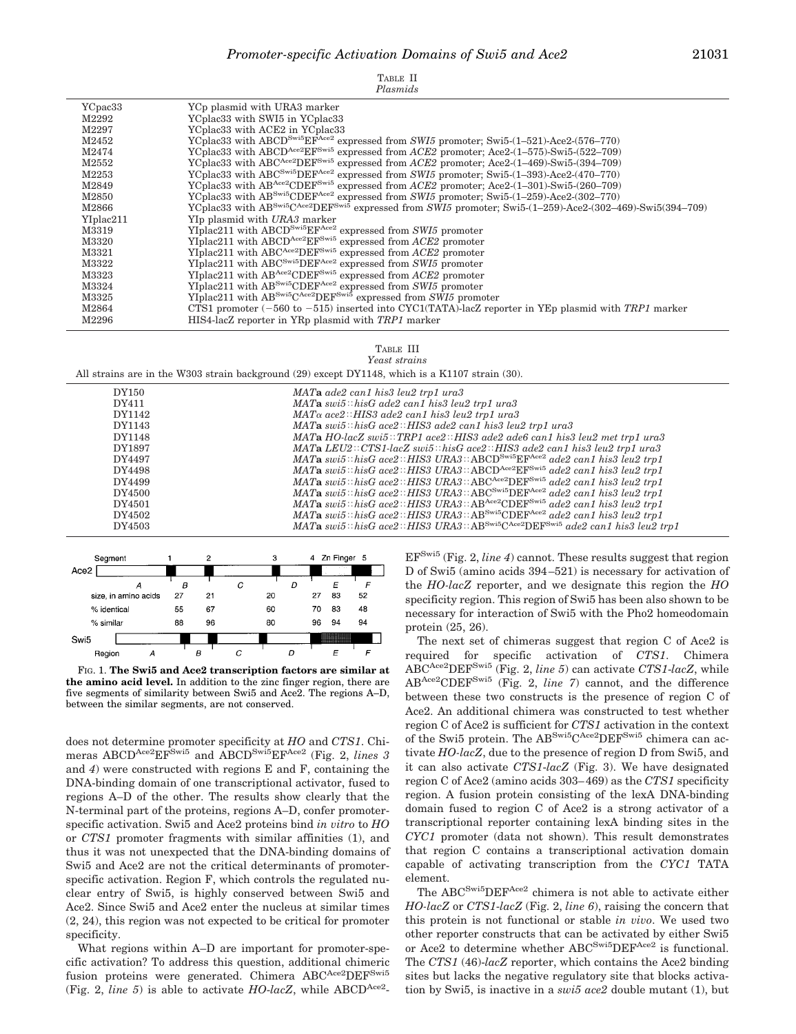TABLE II
*Plasmids*

| | |
|---|---|
| YCpac33 | YCp plasmid with URA3 marker |
| M2292 | YCplac33 with SWI5 in YCplac33 |
| M2297 | YCplac33 with ACE2 in YCplac33 |
| M2452 | YCplac33 with ABCD$^{Swi5}$EF$^{Ace2}$ expressed from *SWI5* promoter; Swi5-(1–521)-Ace2-(576–770) |
| M2474 | YCplac33 with ABCD$^{Ace2}$EF$^{Swi5}$ expressed from *ACE2* promoter; Ace2-(1–575)-Swi5-(522–709) |
| M2552 | YCplac33 with ABC$^{Ace2}$DEF$^{Swi5}$ expressed from *ACE2* promoter; Ace2-(1–469)-Swi5-(394–709) |
| M2253 | YCplac33 with ABC$^{Swi5}$DEF$^{Ace2}$ expressed from *SWI5* promoter; Swi5-(1–393)-Ace2-(470–770) |
| M2849 | YCplac33 with AB$^{Ace2}$CDEF$^{Swi5}$ expressed from *ACE2* promoter; Ace2-(1–301)-Swi5-(260–709) |
| M2850 | YCplac33 with AB$^{Swi5}$CDEF$^{Ace2}$ expressed from *SWI5* promoter; Swi5-(1–259)-Ace2-(302–770) |
| M2866 | YCplac33 with AB$^{Swi5}$C$^{Ace2}$DEF$^{Swi5}$ expressed from *SWI5* promoter; Swi5-(1–259)-Ace2-(302–469)-Swi5(394–709) |
| YIplac211 | YIp plasmid with *URA3* marker |
| M3319 | YIplac211 with ABCD$^{Swi5}$EF$^{Ace2}$ expressed from *SWI5* promoter |
| M3320 | YIplac211 with ABCD$^{Ace2}$EF$^{Swi5}$ expressed from *ACE2* promoter |
| M3321 | YIplac211 with ABC$^{Ace2}$DEF$^{Swi5}$ expressed from *ACE2* promoter |
| M3322 | YIplac211 with ABC$^{Swi5}$DEF$^{Ace2}$ expressed from *SWI5* promoter |
| M3323 | YIplac211 with AB$^{Ace2}$CDEF$^{Swi5}$ expressed from *ACE2* promoter |
| M3324 | YIplac211 with AB$^{Swi5}$CDEF$^{Ace2}$ expressed from *SWI5* promoter |
| M3325 | YIplac211 with AB$^{Swi5}$C$^{Ace2}$DEF$^{Swi5}$ expressed from *SWI5* promoter |
| M2864 | CTS1 promoter (−560 to −515) inserted into CYC1(TATA)-lacZ reporter in YEp plasmid with *TRP1* marker |
| M2296 | HIS4-lacZ reporter in YRp plasmid with *TRP1* marker |

TABLE III
*Yeast strains*

All strains are in the W303 strain background (29) except DY1148, which is a K1107 strain (30).

| | |
|---|---|
| DY150 | *MAT***a** *ade2 can1 his3 leu2 trp1 ura3* |
| DY411 | *MAT***a** *swi5::hisG ade2 can1 his3 leu2 trp1 ura3* |
| DY1142 | *MATα ace2::HIS3 ade2 can1 his3 leu2 trp1 ura3* |
| DY1143 | *MAT***a** *swi5::hisG ace2::HIS3 ade2 can1 his3 leu2 trp1 ura3* |
| DY1148 | *MAT***a** *HO-lacZ swi5::TRP1 ace2::HIS3 ade2 ade6 can1 his3 leu2 met trp1 ura3* |
| DY1897 | *MAT***a** *LEU2::CTS1-lacZ swi5::hisG ace2::HIS3 ade2 can1 his3 leu2 trp1 ura3* |
| DY4497 | *MAT***a** *swi5::hisG ace2::HIS3 URA3::*ABCD$^{Swi5}$EF$^{Ace2}$ *ade2 can1 his3 leu2 trp1* |
| DY4498 | *MAT***a** *swi5::hisG ace2::HIS3 URA3::*ABCD$^{Ace2}$EF$^{Swi5}$ *ade2 can1 his3 leu2 trp1* |
| DY4499 | *MAT***a** *swi5::hisG ace2::HIS3 URA3::*ABC$^{Ace2}$DEF$^{Swi5}$ *ade2 can1 his3 leu2 trp1* |
| DY4500 | *MAT***a** *swi5::hisG ace2::HIS3 URA3::*ABC$^{Swi5}$DEF$^{Ace2}$ *ade2 can1 his3 leu2 trp1* |
| DY4501 | *MAT***a** *swi5::hisG ace2::HIS3 URA3::*AB$^{Ace2}$CDEF$^{Swi5}$ *ade2 can1 his3 leu2 trp1* |
| DY4502 | *MAT***a** *swi5::hisG ace2::HIS3 URA3::*AB$^{Swi5}$CDEF$^{Ace2}$ *ade2 can1 his3 leu2 trp1* |
| DY4503 | *MAT***a** *swi5::hisG ace2::HIS3 URA3::*AB$^{Swi5}$C$^{Ace2}$DEF$^{Swi5}$ *ade2 can1 his3 leu2 trp1* |

| Segment | 1 | 2 | 3 | 4 | Zn Finger | 5 |
|---|---|---|---|---|---|---|
| size, in amino acids | 27 | 21 | 20 | 27 | 83 | 52 |
| % identical | 55 | 67 | 60 | 70 | 83 | 48 |
| % similar | 88 | 96 | 80 | 96 | 94 | 94 |

FIG. 1. **The Swi5 and Ace2 transcription factors are similar at the amino acid level.** In addition to the zinc finger region, there are five segments of similarity between Swi5 and Ace2. The regions A–D, between the similar segments, are not conserved.

does not determine promoter specificity at *HO* and *CTS1*. Chimeras ABCD$^{Ace2}$EF$^{Swi5}$ and ABCD$^{Swi5}$EF$^{Ace2}$ (Fig. 2, *lines 3* and *4*) were constructed with regions E and F, containing the DNA-binding domain of one transcriptional activator, fused to regions A–D of the other. The results show clearly that the N-terminal part of the proteins, regions A–D, confer promoter-specific activation. Swi5 and Ace2 proteins bind *in vitro* to *HO* or *CTS1* promoter fragments with similar affinities (1), and thus it was not unexpected that the DNA-binding domains of Swi5 and Ace2 are not the critical determinants of promoter-specific activation. Region F, which controls the regulated nuclear entry of Swi5, is highly conserved between Swi5 and Ace2. Since Swi5 and Ace2 enter the nucleus at similar times (2, 24), this region was not expected to be critical for promoter specificity.

What regions within A–D are important for promoter-specific activation? To address this question, additional chimeric fusion proteins were generated. Chimera ABC$^{Ace2}$DEF$^{Swi5}$ (Fig. 2, *line 5*) is able to activate *HO-lacZ*, while ABCD$^{Ace2}$EF$^{Swi5}$ (Fig. 2, *line 4*) cannot. These results suggest that region D of Swi5 (amino acids 394–521) is necessary for activation of the *HO-lacZ* reporter, and we designate this region the *HO* specificity region. This region of Swi5 has been also shown to be necessary for interaction of Swi5 with the Pho2 homeodomain protein (25, 26).

The next set of chimeras suggest that region C of Ace2 is required for specific activation of *CTS1*. Chimera ABC$^{Ace2}$DEF$^{Swi5}$ (Fig. 2, *line 5*) can activate *CTS1-lacZ*, while AB$^{Ace2}$CDEF$^{Swi5}$ (Fig. 2, *line 7*) cannot, and the difference between these two constructs is the presence of region C of Ace2. An additional chimera was constructed to test whether region C of Ace2 is sufficient for *CTS1* activation in the context of the Swi5 protein. The AB$^{Swi5}$C$^{Ace2}$DEF$^{Swi5}$ chimera can activate *HO-lacZ*, due to the presence of region D from Swi5, and it can also activate *CTS1-lacZ* (Fig. 3). We have designated region C of Ace2 (amino acids 303–469) as the *CTS1* specificity region. A fusion protein consisting of the lexA DNA-binding domain fused to region C of Ace2 is a strong activator of a transcriptional reporter containing lexA binding sites in the *CYC1* promoter (data not shown). This result demonstrates that region C contains a transcriptional activation domain capable of activating transcription from the *CYC1* TATA element.

The ABC$^{Swi5}$DEF$^{Ace2}$ chimera is not able to activate either *HO-lacZ* or *CTS1-lacZ* (Fig. 2, *line 6*), raising the concern that this protein is not functional or stable *in vivo*. We used two other reporter constructs that can be activated by either Swi5 or Ace2 to determine whether ABC$^{Swi5}$DEF$^{Ace2}$ is functional. The *CTS1*(46)-*lacZ* reporter, which contains the Ace2 binding sites but lacks the negative regulatory site that blocks activation by Swi5, is inactive in a *swi5 ace2* double mutant (1), but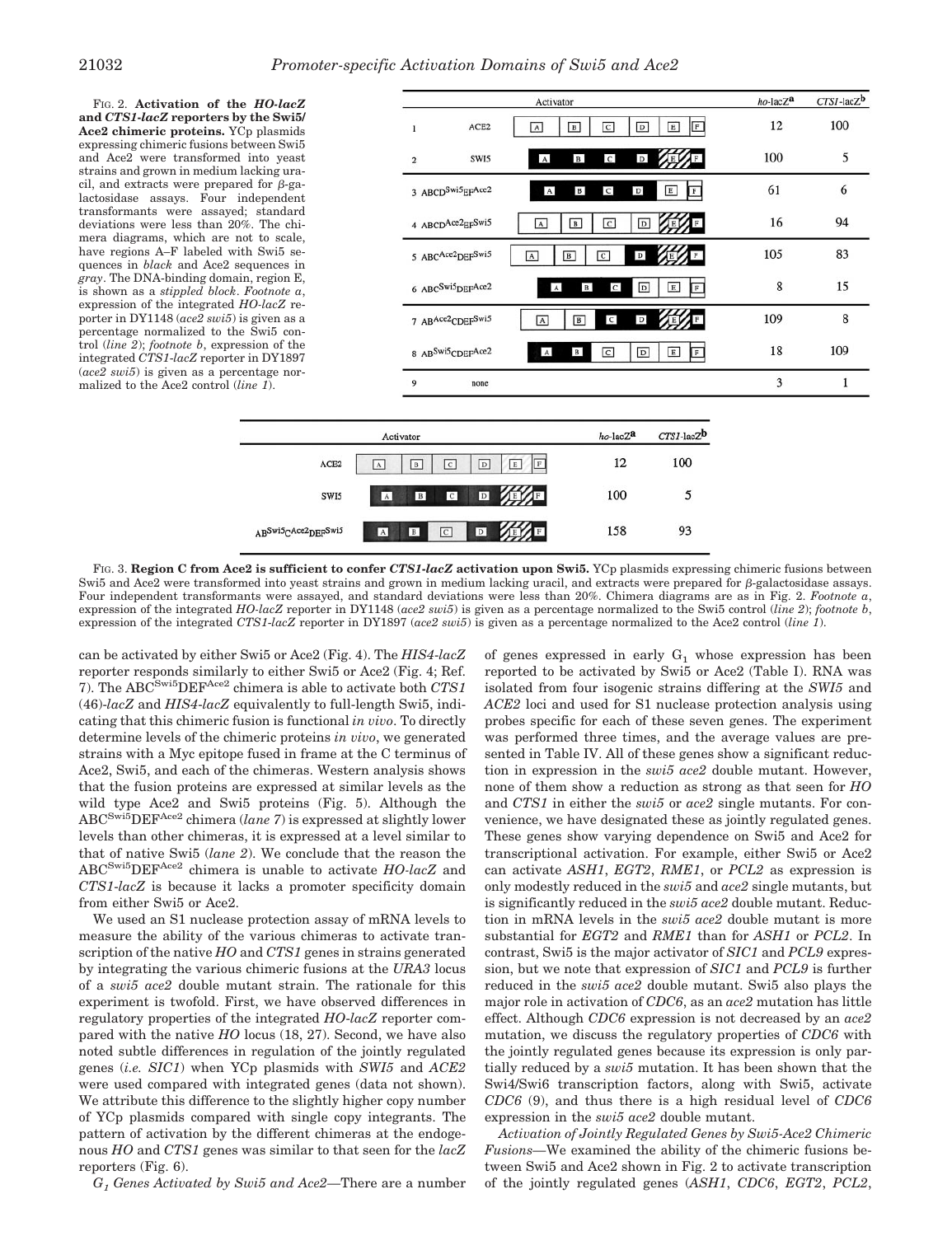FIG. 2. **Activation of the *HO-lacZ* and *CTS1-lacZ* reporters by the Swi5/Ace2 chimeric proteins.** YCp plasmids expressing chimeric fusions between Swi5 and Ace2 were transformed into yeast strains and grown in medium lacking uracil, and extracts were prepared for β-galactosidase assays. Four independent transformants were assayed; standard deviations were less than 20%. The chimera diagrams, which are not to scale, have regions A–F labeled with Swi5 sequences in *black* and Ace2 sequences in *gray*. The DNA-binding domain, region E, is shown as a *stippled block*. *Footnote a*, expression of the integrated *HO-lacZ* reporter in DY1148 (*ace2 swi5*) is given as a percentage normalized to the Swi5 control (*line 2*); *footnote b*, expression of the integrated *CTS1-lacZ* reporter in DY1897 (*ace2 swi5*) is given as a percentage normalized to the Ace2 control (*line 1*).

| | Activator | ho-lacZ[a] | CTS1-lacZ[b] |
|---|---|---|---|
| 1 | ACE2 | 12 | 100 |
| 2 | SWI5 | 100 | 5 |
| 3 | ABCD[Swi5]EF[Ace2] | 61 | 6 |
| 4 | ABCD[Ace2]EF[Swi5] | 16 | 94 |
| 5 | ABC[Ace2]DEF[Swi5] | 105 | 83 |
| 6 | ABC[Swi5]DEF[Ace2] | 8 | 15 |
| 7 | AB[Ace2]CDEF[Swi5] | 109 | 8 |
| 8 | AB[Swi5]CDEF[Ace2] | 18 | 109 |
| 9 | none | 3 | 1 |

| Activator | ho-lacZ[a] | CTS1-lacZ[b] |
|---|---|---|
| ACE2 | 12 | 100 |
| SWI5 | 100 | 5 |
| AB[Swi5]C[Ace2]DEF[Swi5] | 158 | 93 |

FIG. 3. **Region C from Ace2 is sufficient to confer *CTS1-lacZ* activation upon Swi5.** YCp plasmids expressing chimeric fusions between Swi5 and Ace2 were transformed into yeast strains and grown in medium lacking uracil, and extracts were prepared for β-galactosidase assays. Four independent transformants were assayed, and standard deviations were less than 20%. Chimera diagrams are as in Fig. 2. *Footnote a*, expression of the integrated *HO-lacZ* reporter in DY1148 (*ace2 swi5*) is given as a percentage normalized to the Swi5 control (*line 2*); *footnote b*, expression of the integrated *CTS1-lacZ* reporter in DY1897 (*ace2 swi5*) is given as a percentage normalized to the Ace2 control (*line 1*).

can be activated by either Swi5 or Ace2 (Fig. 4). The *HIS4-lacZ* reporter responds similarly to either Swi5 or Ace2 (Fig. 4; Ref. 7). The ABC[Swi5]DEF[Ace2] chimera is able to activate both *CTS1* (46)-*lacZ* and *HIS4-lacZ* equivalently to full-length Swi5, indicating that this chimeric fusion is functional *in vivo*. To directly determine levels of the chimeric proteins *in vivo*, we generated strains with a Myc epitope fused in frame at the C terminus of Ace2, Swi5, and each of the chimeras. Western analysis shows that the fusion proteins are expressed at similar levels as the wild type Ace2 and Swi5 proteins (Fig. 5). Although the ABC[Swi5]DEF[Ace2] chimera (*lane 7*) is expressed at slightly lower levels than other chimeras, it is expressed at a level similar to that of native Swi5 (*lane 2*). We conclude that the reason the ABC[Swi5]DEF[Ace2] chimera is unable to activate *HO-lacZ* and *CTS1-lacZ* is because it lacks a promoter specificity domain from either Swi5 or Ace2.

We used an S1 nuclease protection assay of mRNA levels to measure the ability of the various chimeras to activate transcription of the native *HO* and *CTS1* genes in strains generated by integrating the various chimeric fusions at the *URA3* locus of a *swi5 ace2* double mutant strain. The rationale for this experiment is twofold. First, we have observed differences in regulatory properties of the integrated *HO-lacZ* reporter compared with the native *HO* locus (18, 27). Second, we have also noted subtle differences in regulation of the jointly regulated genes (*i.e. SIC1*) when YCp plasmids with *SWI5* and *ACE2* were used compared with integrated genes (data not shown). We attribute this difference to the slightly higher copy number of YCp plasmids compared with single copy integrants. The pattern of activation by the different chimeras at the endogenous *HO* and *CTS1* genes was similar to that seen for the *lacZ* reporters (Fig. 6).

*$G_1$ Genes Activated by Swi5 and Ace2*—There are a number of genes expressed in early $G_1$ whose expression has been reported to be activated by Swi5 or Ace2 (Table I). RNA was isolated from four isogenic strains differing at the *SWI5* and *ACE2* loci and used for S1 nuclease protection analysis using probes specific for each of these seven genes. The experiment was performed three times, and the average values are presented in Table IV. All of these genes show a significant reduction in expression in the *swi5 ace2* double mutant. However, none of them show a reduction as strong as that seen for *HO* and *CTS1* in either the *swi5* or *ace2* single mutants. For convenience, we have designated these as jointly regulated genes. These genes show varying dependence on Swi5 and Ace2 for transcriptional activation. For example, either Swi5 or Ace2 can activate *ASH1*, *EGT2*, *RME1*, or *PCL2* as expression is only modestly reduced in the *swi5* and *ace2* single mutants, but is significantly reduced in the *swi5 ace2* double mutant. Reduction in mRNA levels in the *swi5 ace2* double mutant is more substantial for *EGT2* and *RME1* than for *ASH1* or *PCL2*. In contrast, Swi5 is the major activator of *SIC1* and *PCL9* expression, but we note that expression of *SIC1* and *PCL9* is further reduced in the *swi5 ace2* double mutant. Swi5 also plays the major role in activation of *CDC6*, as an *ace2* mutation has little effect. Although *CDC6* expression is not decreased by an *ace2* mutation, we discuss the regulatory properties of *CDC6* with the jointly regulated genes because its expression is only partially reduced by a *swi5* mutation. It has been shown that the Swi4/Swi6 transcription factors, along with Swi5, activate *CDC6* (9), and thus there is a high residual level of *CDC6* expression in the *swi5 ace2* double mutant.

*Activation of Jointly Regulated Genes by Swi5-Ace2 Chimeric Fusions*—We examined the ability of the chimeric fusions between Swi5 and Ace2 shown in Fig. 2 to activate transcription of the jointly regulated genes (*ASH1*, *CDC6*, *EGT2*, *PCL2*,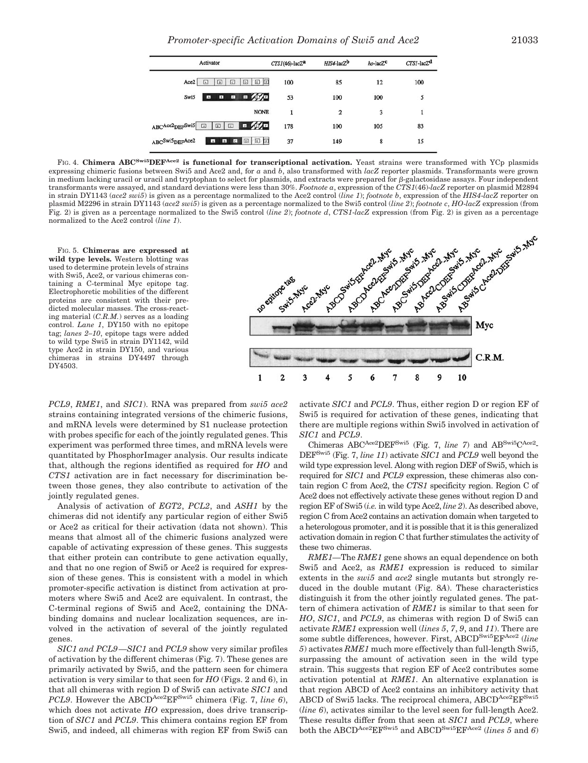| Activator | $CTS1(46)$-lacZ[a] | HIS4-lacZ[b] | ho-lacZ[c] | CTS1-lacZ[d] |
|---|---|---|---|---|
| Ace2 | 100 | 85 | 12 | 100 |
| Swi5 | 53 | 100 | 100 | 5 |
| NONE | 1 | 2 | 3 | 1 |
| $ABC^{Ace2}DEF^{Swi5}$ | 178 | 100 | 105 | 83 |
| $ABC^{Swi5}DEF^{Ace2}$ | 37 | 149 | 8 | 15 |

FIG. 4. **Chimera $ABC^{Swi5}DEF^{Ace2}$ is functional for transcriptional activation.** Yeast strains were transformed with YCp plasmids expressing chimeric fusions between Swi5 and Ace2 and, for *a* and *b*, also transformed with *lacZ* reporter plasmids. Transformants were grown in medium lacking uracil or uracil and tryptophan to select for plasmids, and extracts were prepared for β-galactosidase assays. Four independent transformants were assayed, and standard deviations were less than 30%. *Footnote a*, expression of the *CTS1*(46)-*lacZ* reporter on plasmid M2894 in strain DY1143 (*ace2 swi5*) is given as a percentage normalized to the Ace2 control (*line 1*); *footnote b*, expression of the *HIS4-lacZ* reporter on plasmid M2296 in strain DY1143 (*ace2 swi5*) is given as a percentage normalized to the Swi5 control (*line 2*); *footnote c*, *HO-lacZ* expression (from Fig. 2) is given as a percentage normalized to the Swi5 control (*line 2*); *footnote d*, *CTS1-lacZ* expression (from Fig. 2) is given as a percentage normalized to the Ace2 control (*line 1*).

FIG. 5. **Chimeras are expressed at wild type levels.** Western blotting was used to determine protein levels of strains with Swi5, Ace2, or various chimeras containing a C-terminal Myc epitope tag. Electrophoretic mobilities of the different proteins are consistent with their predicted molecular masses. The cross-reacting material (*C.R.M.*) serves as a loading control. *Lane 1*, DY150 with no epitope tag; *lanes 2–10*, epitope tags were added to wild type Swi5 in strain DY1142, wild type Ace2 in strain DY150, and various chimeras in strains DY4497 through DY4503.

*PCL9*, *RME1*, and *SIC1*). RNA was prepared from *swi5 ace2* strains containing integrated versions of the chimeric fusions, and mRNA levels were determined by S1 nuclease protection with probes specific for each of the jointly regulated genes. This experiment was performed three times, and mRNA levels were quantitated by PhosphorImager analysis. Our results indicate that, although the regions identified as required for *HO* and *CTS1* activation are in fact necessary for discrimination between those genes, they also contribute to activation of the jointly regulated genes.

Analysis of activation of *EGT2*, *PCL2*, and *ASH1* by the chimeras did not identify any particular region of either Swi5 or Ace2 as critical for their activation (data not shown). This means that almost all of the chimeric fusions analyzed were capable of activating expression of these genes. This suggests that either protein can contribute to gene activation equally, and that no one region of Swi5 or Ace2 is required for expression of these genes. This is consistent with a model in which promoter-specific activation is distinct from activation at promoters where Swi5 and Ace2 are equivalent. In contrast, the C-terminal regions of Swi5 and Ace2, containing the DNA-binding domains and nuclear localization sequences, are involved in the activation of several of the jointly regulated genes.

*SIC1 and PCL9*—*SIC1* and *PCL9* show very similar profiles of activation by the different chimeras (Fig. 7). These genes are primarily activated by Swi5, and the pattern seen for chimera activation is very similar to that seen for *HO* (Figs. 2 and 6), in that all chimeras with region D of Swi5 can activate *SIC1* and *PCL9*. However the $ABCD^{Ace2}EF^{Swi5}$ chimera (Fig. 7, *line 6*), which does not activate *HO* expression, does drive transcription of *SIC1* and *PCL9*. This chimera contains region EF from Swi5, and indeed, all chimeras with region EF from Swi5 can activate *SIC1* and *PCL9*. Thus, either region D or region EF of Swi5 is required for activation of these genes, indicating that there are multiple regions within Swi5 involved in activation of *SIC1* and *PCL9*.

Chimeras $ABC^{Ace2}DEF^{Swi5}$ (Fig. 7, *line 7*) and $AB^{Swi5}C^{Ace2}$-$DEF^{Swi5}$ (Fig. 7, *line 11*) activate *SIC1* and *PCL9* well beyond the wild type expression level. Along with region DEF of Swi5, which is required for *SIC1* and *PCL9* expression, these chimeras also contain region C from Ace2, the *CTS1* specificity region. Region C of Ace2 does not effectively activate these genes without region D and region EF of Swi5 (*i.e.* in wild type Ace2, *line 2*). As described above, region C from Ace2 contains an activation domain when targeted to a heterologous promoter, and it is possible that it is this generalized activation domain in region C that further stimulates the activity of these two chimeras.

*RME1*—The *RME1* gene shows an equal dependence on both Swi5 and Ace2, as *RME1* expression is reduced to similar extents in the *swi5* and *ace2* single mutants but strongly reduced in the double mutant (Fig. 8*A*). These characteristics distinguish it from the other jointly regulated genes. The pattern of chimera activation of *RME1* is similar to that seen for *HO*, *SIC1*, and *PCL9*, as chimeras with region D of Swi5 can activate *RME1* expression well (*lines 5*, *7*, *9*, and *11*). There are some subtle differences, however. First, $ABCD^{Swi5}EF^{Ace2}$ (*line 5*) activates *RME1* much more effectively than full-length Swi5, surpassing the amount of activation seen in the wild type strain. This suggests that region EF of Ace2 contributes some activation potential at *RME1*. An alternative explanation is that region ABCD of Ace2 contains an inhibitory activity that ABCD of Swi5 lacks. The reciprocal chimera, $ABCD^{Ace2}EF^{Swi5}$ (*line 6*), activates similar to the level seen for full-length Ace2. These results differ from that seen at *SIC1* and *PCL9*, where both the $ABCD^{Ace2}EF^{Swi5}$ and $ABCD^{Swi5}EF^{Ace2}$ (*lines 5* and *6*)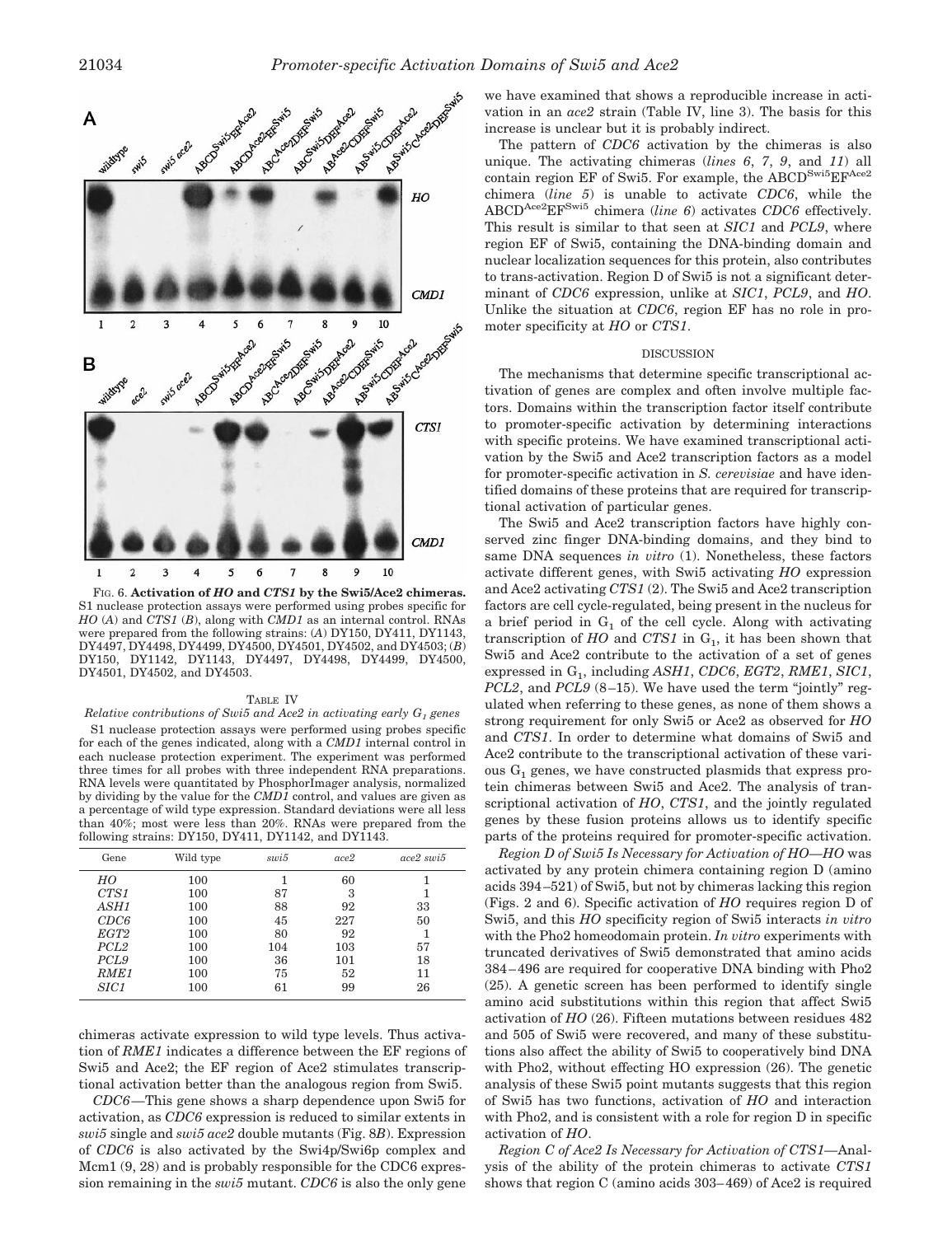FIG. 6. **Activation of *HO* and *CTS1* by the Swi5/Ace2 chimeras.** S1 nuclease protection assays were performed using probes specific for *HO* (*A*) and *CTS1* (*B*), along with *CMD1* as an internal control. RNAs were prepared from the following strains: (*A*) DY150, DY411, DY1143, DY4497, DY4498, DY4499, DY4500, DY4501, DY4502, and DY4503; (*B*) DY150, DY1142, DY1143, DY4497, DY4498, DY4499, DY4500, DY4501, DY4502, and DY4503.

TABLE IV

*Relative contributions of Swi5 and Ace2 in activating early $G_1$ genes*

S1 nuclease protection assays were performed using probes specific for each of the genes indicated, along with a *CMD1* internal control in each nuclease protection experiment. The experiment was performed three times for all probes with three independent RNA preparations. RNA levels were quantitated by PhosphorImager analysis, normalized by dividing by the value for the *CMD1* control, and values are given as a percentage of wild type expression. Standard deviations were all less than 40%; most were less than 20%. RNAs were prepared from the following strains: DY150, DY411, DY1142, and DY1143.

| Gene | Wild type | *swi5* | *ace2* | *ace2 swi5* |
|---|---|---|---|---|
| *HO* | 100 | 1 | 60 | 1 |
| *CTS1* | 100 | 87 | 3 | 1 |
| *ASH1* | 100 | 88 | 92 | 33 |
| *CDC6* | 100 | 45 | 227 | 50 |
| *EGT2* | 100 | 80 | 92 | 1 |
| *PCL2* | 100 | 104 | 103 | 57 |
| *PCL9* | 100 | 36 | 101 | 18 |
| *RME1* | 100 | 75 | 52 | 11 |
| *SIC1* | 100 | 61 | 99 | 26 |

chimeras activate expression to wild type levels. Thus activation of *RME1* indicates a difference between the EF regions of Swi5 and Ace2; the EF region of Ace2 stimulates transcriptional activation better than the analogous region from Swi5.

*CDC6*—This gene shows a sharp dependence upon Swi5 for activation, as *CDC6* expression is reduced to similar extents in *swi5* single and *swi5 ace2* double mutants (Fig. 8*B*). Expression of *CDC6* is also activated by the Swi4p/Swi6p complex and Mcm1 (9, 28) and is probably responsible for the CDC6 expression remaining in the *swi5* mutant. *CDC6* is also the only gene we have examined that shows a reproducible increase in activation in an *ace2* strain (Table IV, line 3). The basis for this increase is unclear but it is probably indirect.

The pattern of *CDC6* activation by the chimeras is also unique. The activating chimeras (*lines 6*, *7*, *9*, and *11*) all contain region EF of Swi5. For example, the ABCD$^{Swi5}$EF$^{Ace2}$ chimera (*line 5*) is unable to activate *CDC6*, while the ABCD$^{Ace2}$EF$^{Swi5}$ chimera (*line 6*) activates *CDC6* effectively. This result is similar to that seen at *SIC1* and *PCL9*, where region EF of Swi5, containing the DNA-binding domain and nuclear localization sequences for this protein, also contributes to trans-activation. Region D of Swi5 is not a significant determinant of *CDC6* expression, unlike at *SIC1*, *PCL9*, and *HO*. Unlike the situation at *CDC6*, region EF has no role in promoter specificity at *HO* or *CTS1*.

## DISCUSSION

The mechanisms that determine specific transcriptional activation of genes are complex and often involve multiple factors. Domains within the transcription factor itself contribute to promoter-specific activation by determining interactions with specific proteins. We have examined transcriptional activation by the Swi5 and Ace2 transcription factors as a model for promoter-specific activation in *S. cerevisiae* and have identified domains of these proteins that are required for transcriptional activation of particular genes.

The Swi5 and Ace2 transcription factors have highly conserved zinc finger DNA-binding domains, and they bind to same DNA sequences *in vitro* (1). Nonetheless, these factors activate different genes, with Swi5 activating *HO* expression and Ace2 activating *CTS1* (2). The Swi5 and Ace2 transcription factors are cell cycle-regulated, being present in the nucleus for a brief period in $G_1$ of the cell cycle. Along with activating transcription of *HO* and *CTS1* in $G_1$, it has been shown that Swi5 and Ace2 contribute to the activation of a set of genes expressed in $G_1$, including *ASH1*, *CDC6*, *EGT2*, *RME1*, *SIC1*, *PCL2*, and *PCL9* (8–15). We have used the term "jointly" regulated when referring to these genes, as none of them shows a strong requirement for only Swi5 or Ace2 as observed for *HO* and *CTS1*. In order to determine what domains of Swi5 and Ace2 contribute to the transcriptional activation of these various $G_1$ genes, we have constructed plasmids that express protein chimeras between Swi5 and Ace2. The analysis of transcriptional activation of *HO*, *CTS1*, and the jointly regulated genes by these fusion proteins allows us to identify specific parts of the proteins required for promoter-specific activation.

*Region D of Swi5 Is Necessary for Activation of HO*—*HO* was activated by any protein chimera containing region D (amino acids 394–521) of Swi5, but not by chimeras lacking this region (Figs. 2 and 6). Specific activation of *HO* requires region D of Swi5, and this *HO* specificity region of Swi5 interacts *in vitro* with the Pho2 homeodomain protein. *In vitro* experiments with truncated derivatives of Swi5 demonstrated that amino acids 384–496 are required for cooperative DNA binding with Pho2 (25). A genetic screen has been performed to identify single amino acid substitutions within this region that affect Swi5 activation of *HO* (26). Fifteen mutations between residues 482 and 505 of Swi5 were recovered, and many of these substitutions also affect the ability of Swi5 to cooperatively bind DNA with Pho2, without effecting HO expression (26). The genetic analysis of these Swi5 point mutants suggests that this region of Swi5 has two functions, activation of *HO* and interaction with Pho2, and is consistent with a role for region D in specific activation of *HO*.

*Region C of Ace2 Is Necessary for Activation of CTS1*—Analysis of the ability of the protein chimeras to activate *CTS1* shows that region C (amino acids 303–469) of Ace2 is required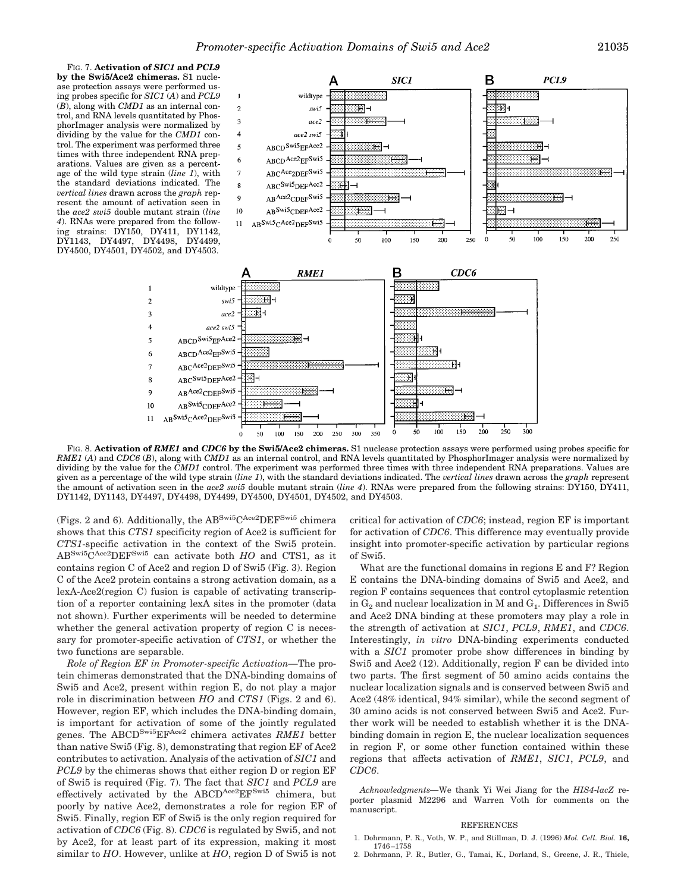FIG. 7. **Activation of *SIC1* and *PCL9* by the Swi5/Ace2 chimeras.** S1 nuclease protection assays were performed using probes specific for *SIC1* (*A*) and *PCL9* (*B*), along with *CMD1* as an internal control, and RNA levels quantitated by PhosphorImager analysis were normalized by dividing by the value for the *CMD1* control. The experiment was performed three times with three independent RNA preparations. Values are given as a percentage of the wild type strain (*line 1*), with the standard deviations indicated. The *vertical lines* drawn across the *graph* represent the amount of activation seen in the *ace2 swi5* double mutant strain (*line 4*). RNAs were prepared from the following strains: DY150, DY411, DY1142, DY1143, DY4497, DY4498, DY4499, DY4500, DY4501, DY4502, and DY4503.

FIG. 8. **Activation of *RME1* and *CDC6* by the Swi5/Ace2 chimeras.** S1 nuclease protection assays were performed using probes specific for *RME1* (*A*) and *CDC6* (*B*), along with *CMD1* as an internal control, and RNA levels quantitated by PhosphorImager analysis were normalized by dividing by the value for the *CMD1* control. The experiment was performed three times with three independent RNA preparations. Values are given as a percentage of the wild type strain (*line 1*), with the standard deviations indicated. The *vertical lines* drawn across the *graph* represent the amount of activation seen in the *ace2 swi5* double mutant strain (*line 4*). RNAs were prepared from the following strains: DY150, DY411, DY1142, DY1143, DY4497, DY4498, DY4499, DY4500, DY4501, DY4502, and DY4503.

(Figs. 2 and 6). Additionally, the $AB^{Swi5}C^{Ace2}DEF^{Swi5}$ chimera shows that this *CTS1* specificity region of Ace2 is sufficient for *CTS1*-specific activation in the context of the Swi5 protein. $AB^{Swi5}C^{Ace2}DEF^{Swi5}$ can activate both *HO* and CTS1, as it contains region C of Ace2 and region D of Swi5 (Fig. 3). Region C of the Ace2 protein contains a strong activation domain, as a lexA-Ace2(region C) fusion is capable of activating transcription of a reporter containing lexA sites in the promoter (data not shown). Further experiments will be needed to determine whether the general activation property of region C is necessary for promoter-specific activation of *CTS1*, or whether the two functions are separable.

*Role of Region EF in Promoter-specific Activation*—The protein chimeras demonstrated that the DNA-binding domains of Swi5 and Ace2, present within region E, do not play a major role in discrimination between *HO* and *CTS1* (Figs. 2 and 6). However, region EF, which includes the DNA-binding domain, is important for activation of some of the jointly regulated genes. The $ABCD^{Swi5}EF^{Ace2}$ chimera activates *RME1* better than native Swi5 (Fig. 8), demonstrating that region EF of Ace2 contributes to activation. Analysis of the activation of *SIC1* and *PCL9* by the chimeras shows that either region D or region EF of Swi5 is required (Fig. 7). The fact that *SIC1* and *PCL9* are effectively activated by the $ABCD^{Ace2}EF^{Swi5}$ chimera, but poorly by native Ace2, demonstrates a role for region EF of Swi5. Finally, region EF of Swi5 is the only region required for activation of *CDC6* (Fig. 8). *CDC6* is regulated by Swi5, and not by Ace2, for at least part of its expression, making it most similar to *HO*. However, unlike at *HO*, region D of Swi5 is not critical for activation of *CDC6*; instead, region EF is important for activation of *CDC6*. This difference may eventually provide insight into promoter-specific activation by particular regions of Swi5.

What are the functional domains in regions E and F? Region E contains the DNA-binding domains of Swi5 and Ace2, and region F contains sequences that control cytoplasmic retention in $G_2$ and nuclear localization in M and $G_1$. Differences in Swi5 and Ace2 DNA binding at these promoters may play a role in the strength of activation at *SIC1*, *PCL9*, *RME1*, and *CDC6*. Interestingly, *in vitro* DNA-binding experiments conducted with a *SIC1* promoter probe show differences in binding by Swi5 and Ace2 (12). Additionally, region F can be divided into two parts. The first segment of 50 amino acids contains the nuclear localization signals and is conserved between Swi5 and Ace2 (48% identical, 94% similar), while the second segment of 30 amino acids is not conserved between Swi5 and Ace2. Further work will be needed to establish whether it is the DNA-binding domain in region E, the nuclear localization sequences in region F, or some other function contained within these regions that affects activation of *RME1*, *SIC1*, *PCL9*, and *CDC6*.

*Acknowledgments*—We thank Yi Wei Jiang for the *HIS4-lacZ* reporter plasmid M2296 and Warren Voth for comments on the manuscript.

REFERENCES

1. Dohrmann, P. R., Voth, W. P., and Stillman, D. J. (1996) *Mol. Cell. Biol.* **16,** 1746–1758
2. Dohrmann, P. R., Butler, G., Tamai, K., Dorland, S., Greene, J. R., Thiele,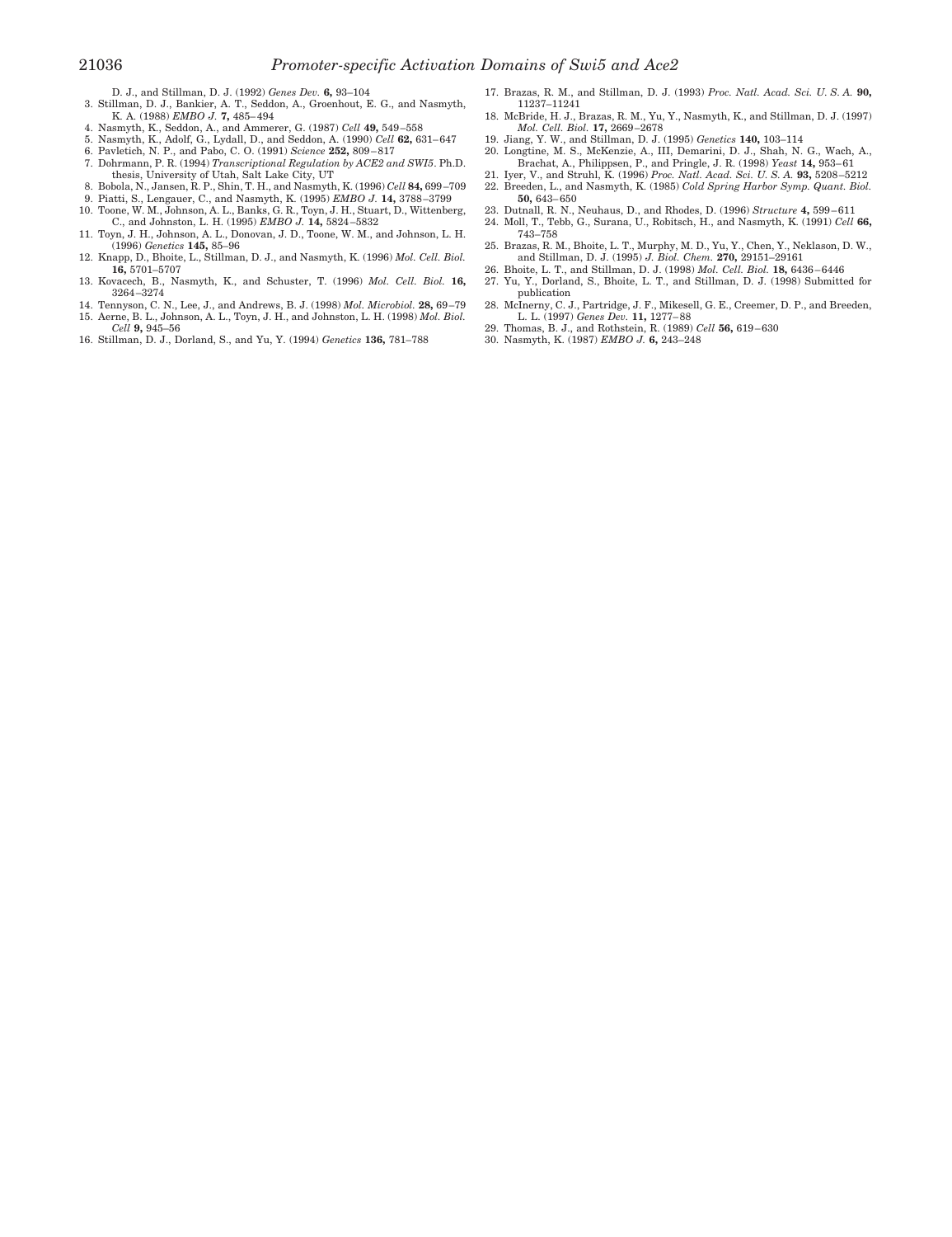D. J., and Stillman, D. J. (1992) *Genes Dev.* **6,** 93–104
3. Stillman, D. J., Bankier, A. T., Seddon, A., Groenhout, E. G., and Nasmyth, K. A. (1988) *EMBO J.* **7,** 485–494
4. Nasmyth, K., Seddon, A., and Ammerer, G. (1987) *Cell* **49,** 549–558
5. Nasmyth, K., Adolf, G., Lydall, D., and Seddon, A. (1990) *Cell* **62,** 631–647
6. Pavletich, N. P., and Pabo, C. O. (1991) *Science* **252,** 809–817
7. Dohrmann, P. R. (1994) *Transcriptional Regulation by ACE2 and SWI5*. Ph.D. thesis, University of Utah, Salt Lake City, UT
8. Bobola, N., Jansen, R. P., Shin, T. H., and Nasmyth, K. (1996) *Cell* **84,** 699–709
9. Piatti, S., Lengauer, C., and Nasmyth, K. (1995) *EMBO J.* **14,** 3788–3799
10. Toone, W. M., Johnson, A. L., Banks, G. R., Toyn, J. H., Stuart, D., Wittenberg, C., and Johnston, L. H. (1995) *EMBO J.* **14,** 5824–5832
11. Toyn, J. H., Johnson, A. L., Donovan, J. D., Toone, W. M., and Johnson, L. H. (1996) *Genetics* **145,** 85–96
12. Knapp, D., Bhoite, L., Stillman, D. J., and Nasmyth, K. (1996) *Mol. Cell. Biol.* **16,** 5701–5707
13. Kovacech, B., Nasmyth, K., and Schuster, T. (1996) *Mol. Cell. Biol.* **16,** 3264–3274
14. Tennyson, C. N., Lee, J., and Andrews, B. J. (1998) *Mol. Microbiol.* **28,** 69–79
15. Aerne, B. L., Johnson, A. L., Toyn, J. H., and Johnston, L. H. (1998) *Mol. Biol. Cell* **9,** 945–56
16. Stillman, D. J., Dorland, S., and Yu, Y. (1994) *Genetics* **136,** 781–788
17. Brazas, R. M., and Stillman, D. J. (1993) *Proc. Natl. Acad. Sci. U. S. A.* **90,** 11237–11241
18. McBride, H. J., Brazas, R. M., Yu, Y., Nasmyth, K., and Stillman, D. J. (1997) *Mol. Cell. Biol.* **17,** 2669–2678
19. Jiang, Y. W., and Stillman, D. J. (1995) *Genetics* **140,** 103–114
20. Longtine, M. S., McKenzie, A., III, Demarini, D. J., Shah, N. G., Wach, A., Brachat, A., Philippsen, P., and Pringle, J. R. (1998) *Yeast* **14,** 953–61
21. Iyer, V., and Struhl, K. (1996) *Proc. Natl. Acad. Sci. U. S. A.* **93,** 5208–5212
22. Breeden, L., and Nasmyth, K. (1985) *Cold Spring Harbor Symp. Quant. Biol.* **50,** 643–650
23. Dutnall, R. N., Neuhaus, D., and Rhodes, D. (1996) *Structure* **4,** 599–611
24. Moll, T., Tebb, G., Surana, U., Robitsch, H., and Nasmyth, K. (1991) *Cell* **66,** 743–758
25. Brazas, R. M., Bhoite, L. T., Murphy, M. D., Yu, Y., Chen, Y., Neklason, D. W., and Stillman, D. J. (1995) *J. Biol. Chem.* **270,** 29151–29161
26. Bhoite, L. T., and Stillman, D. J. (1998) *Mol. Cell. Biol.* **18,** 6436–6446
27. Yu, Y., Dorland, S., Bhoite, L. T., and Stillman, D. J. (1998) Submitted for publication
28. McInerny, C. J., Partridge, J. F., Mikesell, G. E., Creemer, D. P., and Breeden, L. L. (1997) *Genes Dev.* **11,** 1277–88
29. Thomas, B. J., and Rothstein, R. (1989) *Cell* **56,** 619–630
30. Nasmyth, K. (1987) *EMBO J.* **6,** 243–248